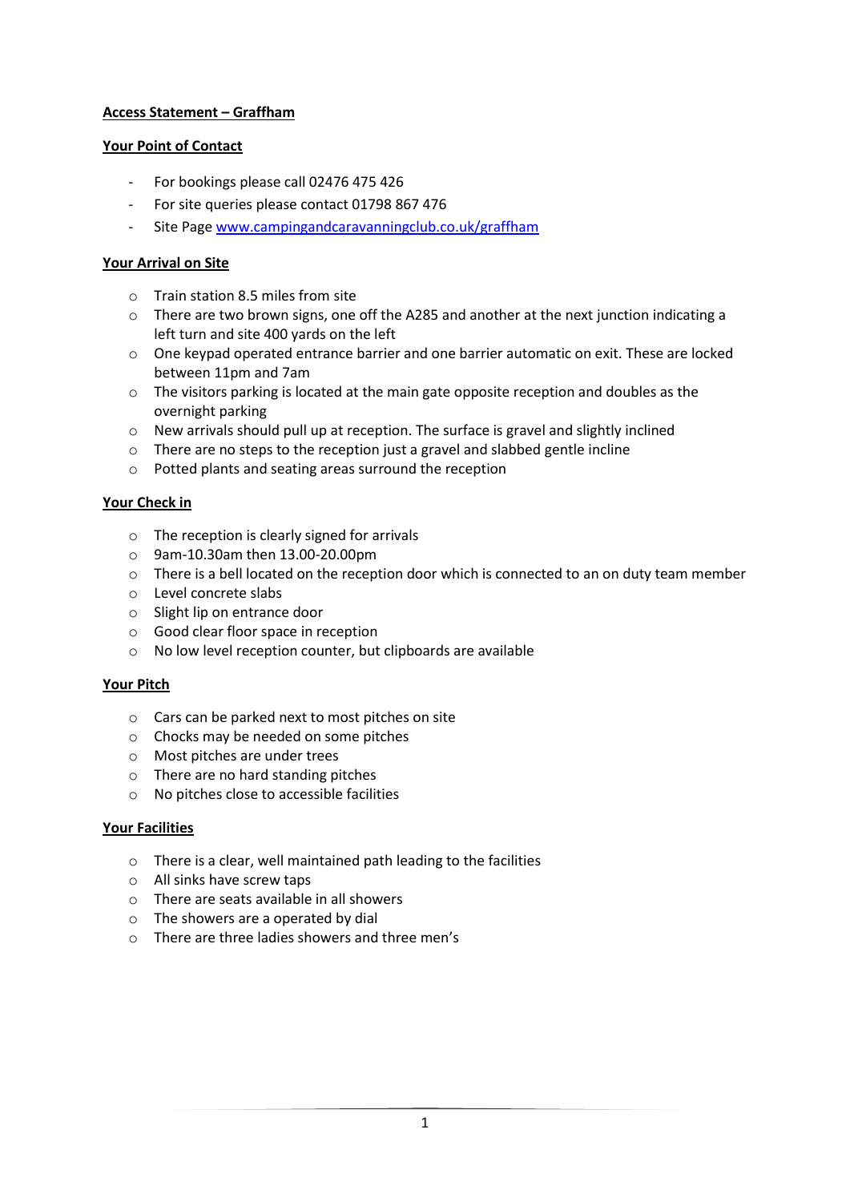**Access Statement – Graffham**

**Your Point of Contact**

- For bookings please call 02476 475 426
- For site queries please contact 01798 867 476
- Site Page [www.campingandcaravanningclub.co.uk/graffham](www.campingandcaravanningclub.co.uk/graffham)

**Your Arrival on Site**

- Train station 8.5 miles from site
- There are two brown signs, one off the A285 and another at the next junction indicating a left turn and site 400 yards on the left
- One keypad operated entrance barrier and one barrier automatic on exit. These are locked between 11pm and 7am
- The visitors parking is located at the main gate opposite reception and doubles as the overnight parking
- New arrivals should pull up at reception. The surface is gravel and slightly inclined
- There are no steps to the reception just a gravel and slabbed gentle incline
- Potted plants and seating areas surround the reception

**Your Check in**

- The reception is clearly signed for arrivals
- 9am-10.30am then 13.00-20.00pm
- There is a bell located on the reception door which is connected to an on duty team member
- Level concrete slabs
- Slight lip on entrance door
- Good clear floor space in reception
- No low level reception counter, but clipboards are available

**Your Pitch**

- Cars can be parked next to most pitches on site
- Chocks may be needed on some pitches
- Most pitches are under trees
- There are no hard standing pitches
- No pitches close to accessible facilities

**Your Facilities**

- There is a clear, well maintained path leading to the facilities
- All sinks have screw taps
- There are seats available in all showers
- The showers are a operated by dial
- There are three ladies showers and three men's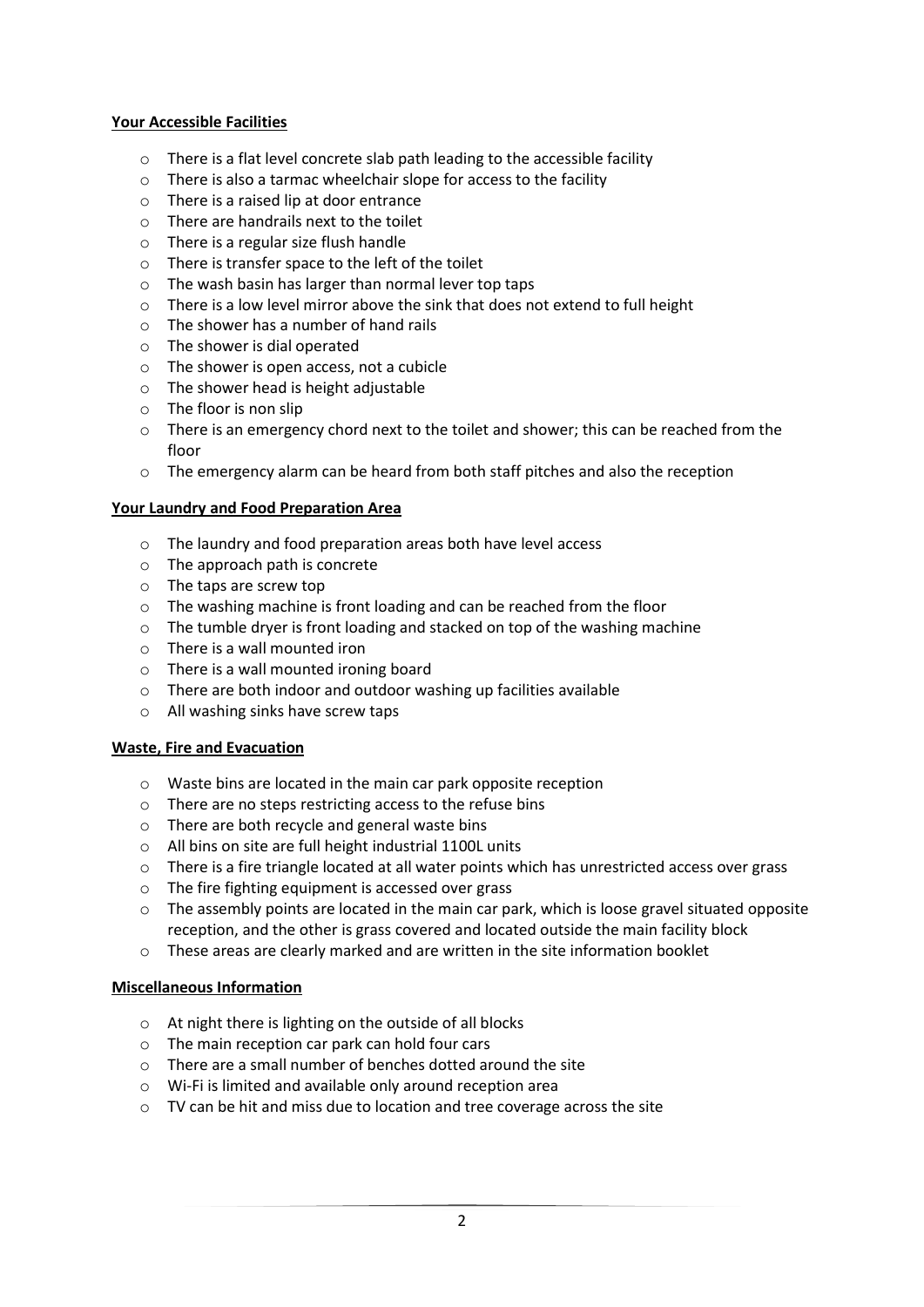**Your Accessible Facilities**

- There is a flat level concrete slab path leading to the accessible facility
- There is also a tarmac wheelchair slope for access to the facility
- There is a raised lip at door entrance
- There are handrails next to the toilet
- There is a regular size flush handle
- There is transfer space to the left of the toilet
- The wash basin has larger than normal lever top taps
- There is a low level mirror above the sink that does not extend to full height
- The shower has a number of hand rails
- The shower is dial operated
- The shower is open access, not a cubicle
- The shower head is height adjustable
- The floor is non slip
- There is an emergency chord next to the toilet and shower; this can be reached from the floor
- The emergency alarm can be heard from both staff pitches and also the reception

**Your Laundry and Food Preparation Area**

- The laundry and food preparation areas both have level access
- The approach path is concrete
- The taps are screw top
- The washing machine is front loading and can be reached from the floor
- The tumble dryer is front loading and stacked on top of the washing machine
- There is a wall mounted iron
- There is a wall mounted ironing board
- There are both indoor and outdoor washing up facilities available
- All washing sinks have screw taps

**Waste, Fire and Evacuation**

- Waste bins are located in the main car park opposite reception
- There are no steps restricting access to the refuse bins
- There are both recycle and general waste bins
- All bins on site are full height industrial 1100L units
- There is a fire triangle located at all water points which has unrestricted access over grass
- The fire fighting equipment is accessed over grass
- The assembly points are located in the main car park, which is loose gravel situated opposite reception, and the other is grass covered and located outside the main facility block
- These areas are clearly marked and are written in the site information booklet

**Miscellaneous Information**

- At night there is lighting on the outside of all blocks
- The main reception car park can hold four cars
- There are a small number of benches dotted around the site
- Wi-Fi is limited and available only around reception area
- TV can be hit and miss due to location and tree coverage across the site